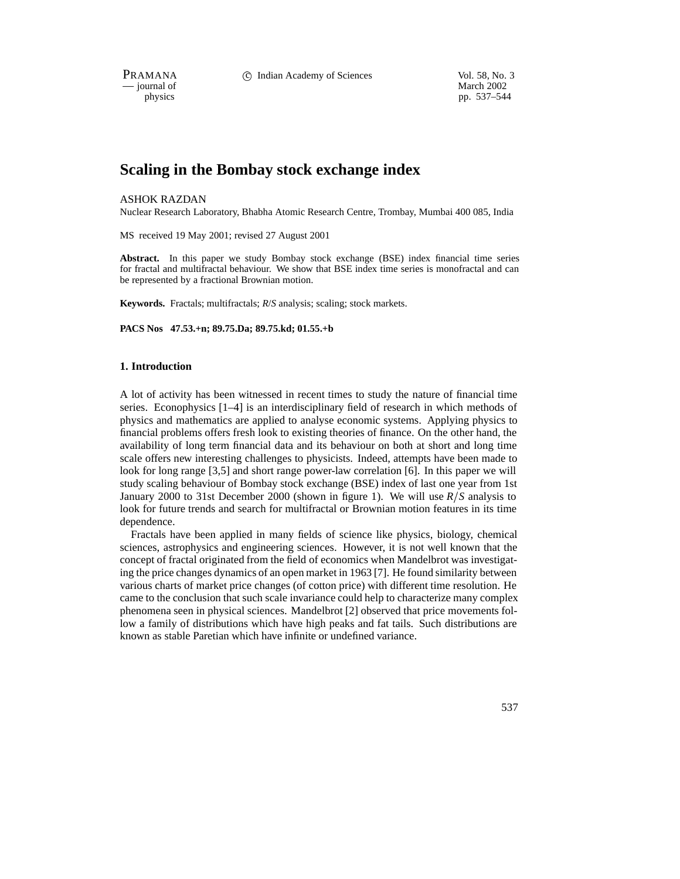# Scaling in the Bombay stock exchange index

ASHOK RAZDAN

Nuclear Research Laboratory, Bhabha Atomic Research Centre, Trombay, Mumbai 400 085, India

MS received 19 May 2001; revised 27 August 2001

**Abstract.** In this paper we study Bombay stock exchange (BSE) index financial time series for fractal and multifractal behaviour. We show that BSE index time series is monofractal and can be represented by a fractional Brownian motion.

**Keywords.** Fractals; multifractals; *R*/*S* analysis; scaling; stock markets.

**PACS Nos 47.53.+n; 89.75.Da; 89.75.kd; 01.55.+b**

## 1. Introduction

A lot of activity has been witnessed in recent times to study the nature of financial time series. Econophysics [1–4] is an interdisciplinary field of research in which methods of physics and mathematics are applied to analyse economic systems. Applying physics to financial problems offers fresh look to existing theories of finance. On the other hand, the availability of long term financial data and its behaviour on both at short and long time scale offers new interesting challenges to physicists. Indeed, attempts have been made to look for long range [3,5] and short range power-law correlation [6]. In this paper we will study scaling behaviour of Bombay stock exchange (BSE) index of last one year from 1st January 2000 to 31st December 2000 (shown in figure 1). We will use $R/S$ analysis to look for future trends and search for multifractal or Brownian motion features in its time dependence.

Fractals have been applied in many fields of science like physics, biology, chemical sciences, astrophysics and engineering sciences. However, it is not well known that the concept of fractal originated from the field of economics when Mandelbrot was investigating the price changes dynamics of an open market in 1963 [7]. He found similarity between various charts of market price changes (of cotton price) with different time resolution. He came to the conclusion that such scale invariance could help to characterize many complex phenomena seen in physical sciences. Mandelbrot [2] observed that price movements follow a family of distributions which have high peaks and fat tails. Such distributions are known as stable Paretian which have infinite or undefined variance.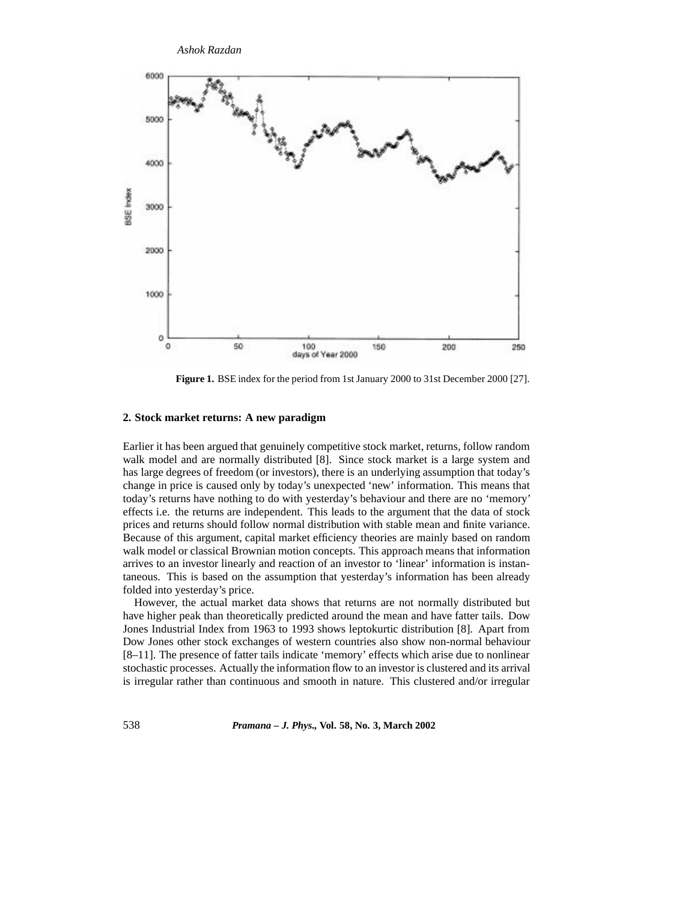**Figure 1.** BSE index for the period from 1st January 2000 to 31st December 2000 [27].

## 2. Stock market returns: A new paradigm

Earlier it has been argued that genuinely competitive stock market, returns, follow random walk model and are normally distributed [8]. Since stock market is a large system and has large degrees of freedom (or investors), there is an underlying assumption that today's change in price is caused only by today's unexpected 'new' information. This means that today's returns have nothing to do with yesterday's behaviour and there are no 'memory' effects i.e. the returns are independent. This leads to the argument that the data of stock prices and returns should follow normal distribution with stable mean and finite variance. Because of this argument, capital market efficiency theories are mainly based on random walk model or classical Brownian motion concepts. This approach means that information arrives to an investor linearly and reaction of an investor to 'linear' information is instantaneous. This is based on the assumption that yesterday's information has been already folded into yesterday's price.

However, the actual market data shows that returns are not normally distributed but have higher peak than theoretically predicted around the mean and have fatter tails. Dow Jones Industrial Index from 1963 to 1993 shows leptokurtic distribution [8]. Apart from Dow Jones other stock exchanges of western countries also show non-normal behaviour [8–11]. The presence of fatter tails indicate 'memory' effects which arise due to nonlinear stochastic processes. Actually the information flow to an investor is clustered and its arrival is irregular rather than continuous and smooth in nature. This clustered and/or irregular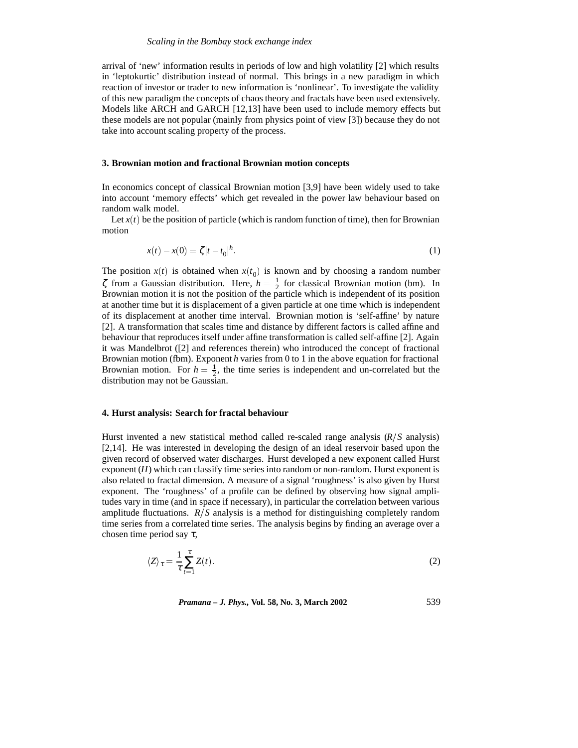arrival of 'new' information results in periods of low and high volatility [2] which results in 'leptokurtic' distribution instead of normal. This brings in a new paradigm in which reaction of investor or trader to new information is 'nonlinear'. To investigate the validity of this new paradigm the concepts of chaos theory and fractals have been used extensively. Models like ARCH and GARCH [12,13] have been used to include memory effects but these models are not popular (mainly from physics point of view [3]) because they do not take into account scaling property of the process.

### 3. Brownian motion and fractional Brownian motion concepts

In economics concept of classical Brownian motion [3,9] have been widely used to take into account 'memory effects' which get revealed in the power law behaviour based on random walk model.

Let $x(t)$ be the position of particle (which is random function of time), then for Brownian motion

$$x(t) - x(0) = \zeta |t - t_0|^h. \tag{1}$$

The position $x(t)$ is obtained when $x(t_0)$ is known and by choosing a random number $\zeta$ from a Gaussian distribution. Here, $h = \frac{1}{2}$ for classical Brownian motion (bm). In Brownian motion it is not the position of the particle which is independent of its position at another time but it is displacement of a given particle at one time which is independent of its displacement at another time interval. Brownian motion is 'self-affine' by nature [2]. A transformation that scales time and distance by different factors is called affine and behaviour that reproduces itself under affine transformation is called self-affine [2]. Again it was Mandelbrot ([2] and references therein) who introduced the concept of fractional Brownian motion (fbm). Exponent $h$ varies from 0 to 1 in the above equation for fractional Brownian motion. For $h = \frac{1}{2}$, the time series is independent and un-correlated but the distribution may not be Gaussian.

### 4. Hurst analysis: Search for fractal behaviour

Hurst invented a new statistical method called re-scaled range analysis ($R/S$ analysis) [2,14]. He was interested in developing the design of an ideal reservoir based upon the given record of observed water discharges. Hurst developed a new exponent called Hurst exponent ($H$) which can classify time series into random or non-random. Hurst exponent is also related to fractal dimension. A measure of a signal 'roughness' is also given by Hurst exponent. The 'roughness' of a profile can be defined by observing how signal amplitudes vary in time (and in space if necessary), in particular the correlation between various amplitude fluctuations. $R/S$ analysis is a method for distinguishing completely random time series from a correlated time series. The analysis begins by finding an average over a chosen time period say $\tau$,

$$\langle Z \rangle_\tau = \frac{1}{\tau} \sum_{t=1}^{\tau} Z(t). \tag{2}$$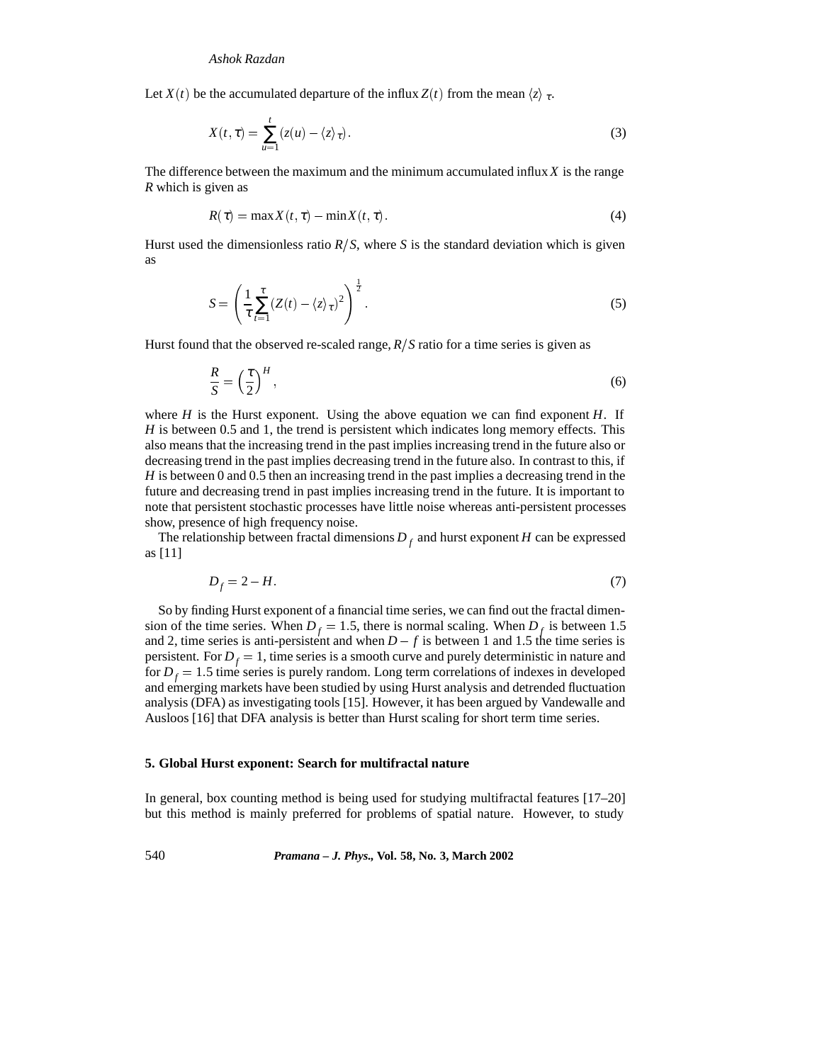Let $X(t)$ be the accumulated departure of the influx $Z(t)$ from the mean $\langle z \rangle_\tau$.

$$X(t,\tau) = \sum_{u=1}^{t} (z(u) - \langle z \rangle_\tau). \tag{3}$$

The difference between the maximum and the minimum accumulated influx $X$ is the range $R$ which is given as

$$R(\tau) = \max X(t,\tau) - \min X(t,\tau). \tag{4}$$

Hurst used the dimensionless ratio $R/S$, where $S$ is the standard deviation which is given as

$$S = \left( \frac{1}{\tau} \sum_{t=1}^{\tau} (Z(t) - \langle z \rangle_\tau)^2 \right)^{\frac{1}{2}}. \tag{5}$$

Hurst found that the observed re-scaled range, $R/S$ ratio for a time series is given as

$$\frac{R}{S} = \left( \frac{\tau}{2} \right)^H, \tag{6}$$

where $H$ is the Hurst exponent. Using the above equation we can find exponent $H$. If $H$ is between 0.5 and 1, the trend is persistent which indicates long memory effects. This also means that the increasing trend in the past implies increasing trend in the future also or decreasing trend in the past implies decreasing trend in the future also. In contrast to this, if $H$ is between 0 and 0.5 then an increasing trend in the past implies a decreasing trend in the future and decreasing trend in past implies increasing trend in the future. It is important to note that persistent stochastic processes have little noise whereas anti-persistent processes show, presence of high frequency noise.

The relationship between fractal dimensions $D_f$ and hurst exponent $H$ can be expressed as [11]

$$D_f = 2 - H. \tag{7}$$

So by finding Hurst exponent of a financial time series, we can find out the fractal dimension of the time series. When $D_f = 1.5$, there is normal scaling. When $D_f$ is between 1.5 and 2, time series is anti-persistent and when $D - f$ is between 1 and 1.5 the time series is persistent. For $D_f = 1$, time series is a smooth curve and purely deterministic in nature and for $D_f = 1.5$ time series is purely random. Long term correlations of indexes in developed and emerging markets have been studied by using Hurst analysis and detrended fluctuation analysis (DFA) as investigating tools [15]. However, it has been argued by Vandewalle and Ausloos [16] that DFA analysis is better than Hurst scaling for short term time series.

## 5. Global Hurst exponent: Search for multifractal nature

In general, box counting method is being used for studying multifractal features [17–20] but this method is mainly preferred for problems of spatial nature. However, to study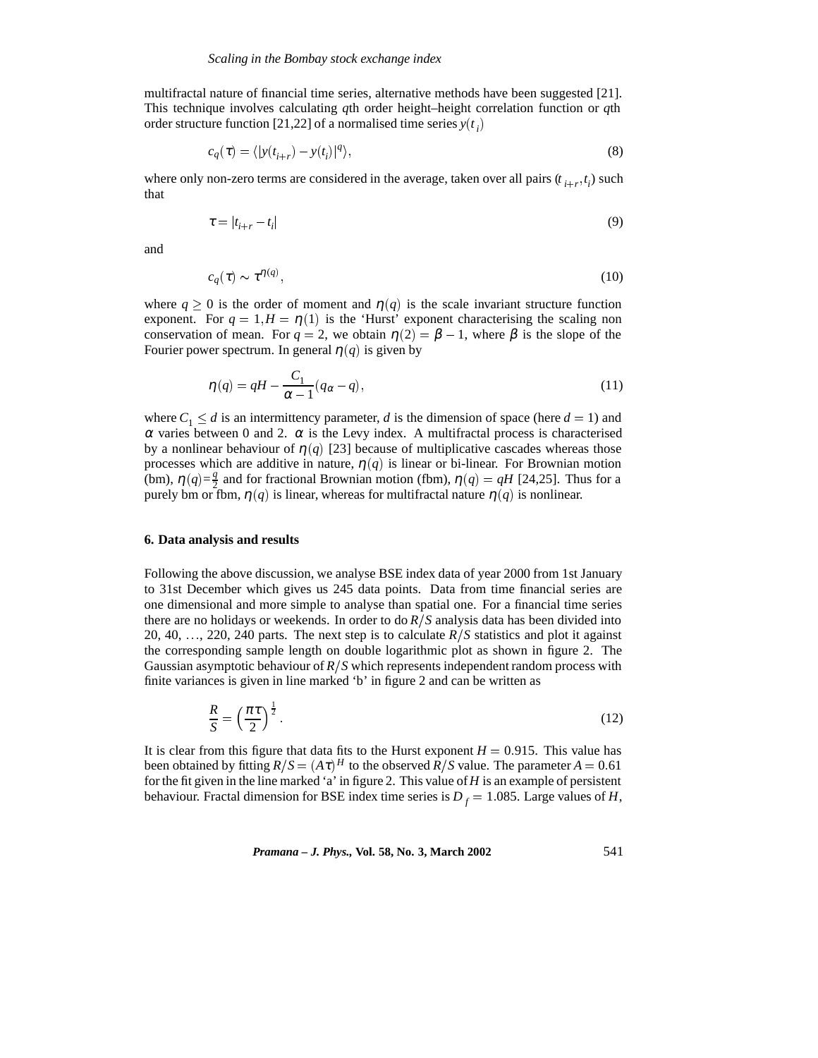multifractal nature of financial time series, alternative methods have been suggested [21]. This technique involves calculating $q$th order height–height correlation function or $q$th order structure function [21,22] of a normalised time series $y(t_i)$

$$c_q(\tau) = \langle |y(t_{i+r}) - y(t_i)|^q \rangle, \tag{8}$$

where only non-zero terms are considered in the average, taken over all pairs $(t_{i+r}, t_i)$ such that

$$\tau = |t_{i+r} - t_i| \tag{9}$$

and

$$c_q(\tau) \sim \tau^{\eta(q)}, \tag{10}$$

where $q \geq 0$ is the order of moment and $\eta(q)$ is the scale invariant structure function exponent. For $q = 1, H = \eta(1)$ is the 'Hurst' exponent characterising the scaling non conservation of mean. For $q = 2$, we obtain $\eta(2) = \beta - 1$, where $\beta$ is the slope of the Fourier power spectrum. In general $\eta(q)$ is given by

$$\eta(q) = qH - \frac{C_1}{\alpha - 1}(q_\alpha - q), \tag{11}$$

where $C_1 \leq d$ is an intermittency parameter, $d$ is the dimension of space (here $d = 1$) and $\alpha$ varies between 0 and 2. $\alpha$ is the Levy index. A multifractal process is characterised by a nonlinear behaviour of $\eta(q)$ [23] because of multiplicative cascades whereas those processes which are additive in nature, $\eta(q)$ is linear or bi-linear. For Brownian motion (bm), $\eta(q) = \frac{q}{2}$ and for fractional Brownian motion (fbm), $\eta(q) = qH$ [24,25]. Thus for a purely bm or fbm, $\eta(q)$ is linear, whereas for multifractal nature $\eta(q)$ is nonlinear.

## 6. Data analysis and results

Following the above discussion, we analyse BSE index data of year 2000 from 1st January to 31st December which gives us 245 data points. Data from time financial series are one dimensional and more simple to analyse than spatial one. For a financial time series there are no holidays or weekends. In order to do $R/S$ analysis data has been divided into 20, 40, ..., 220, 240 parts. The next step is to calculate $R/S$ statistics and plot it against the corresponding sample length on double logarithmic plot as shown in figure 2. The Gaussian asymptotic behaviour of $R/S$ which represents independent random process with finite variances is given in line marked 'b' in figure 2 and can be written as

$$\frac{R}{S} = \left(\frac{\pi\tau}{2}\right)^{\frac{1}{2}}. \tag{12}$$

It is clear from this figure that data fits to the Hurst exponent $H = 0.915$. This value has been obtained by fitting $R/S = (A\tau)^H$ to the observed $R/S$ value. The parameter $A = 0.61$ for the fit given in the line marked 'a' in figure 2. This value of $H$ is an example of persistent behaviour. Fractal dimension for BSE index time series is $D_f = 1.085$. Large values of $H$,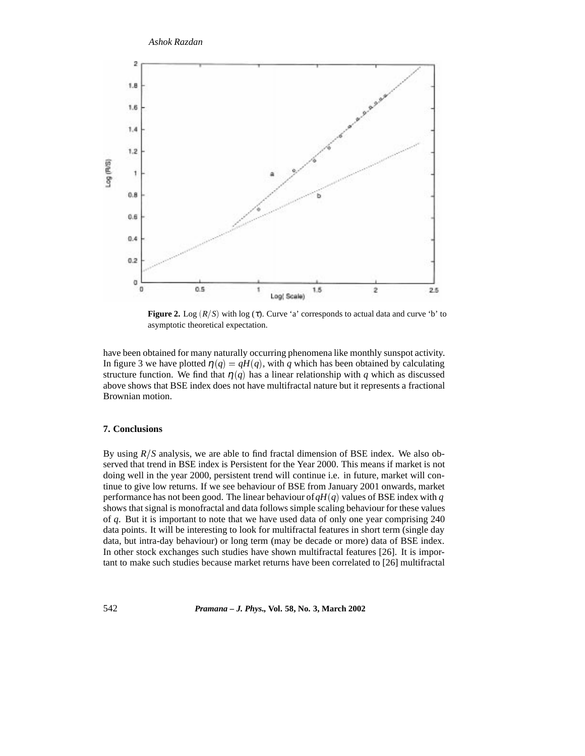**Figure 2.** Log $(R/S)$ with log $(\tau)$. Curve 'a' corresponds to actual data and curve 'b' to asymptotic theoretical expectation.

have been obtained for many naturally occurring phenomena like monthly sunspot activity. In figure 3 we have plotted $\eta(q) = qH(q)$, with $q$ which has been obtained by calculating structure function. We find that $\eta(q)$ has a linear relationship with $q$ which as discussed above shows that BSE index does not have multifractal nature but it represents a fractional Brownian motion.

## 7. Conclusions

By using $R/S$ analysis, we are able to find fractal dimension of BSE index. We also observed that trend in BSE index is Persistent for the Year 2000. This means if market is not doing well in the year 2000, persistent trend will continue i.e. in future, market will continue to give low returns. If we see behaviour of BSE from January 2001 onwards, market performance has not been good. The linear behaviour of $qH(q)$ values of BSE index with $q$ shows that signal is monofractal and data follows simple scaling behaviour for these values of $q$. But it is important to note that we have used data of only one year comprising 240 data points. It will be interesting to look for multifractal features in short term (single day data, but intra-day behaviour) or long term (may be decade or more) data of BSE index. In other stock exchanges such studies have shown multifractal features [26]. It is important to make such studies because market returns have been correlated to [26] multifractal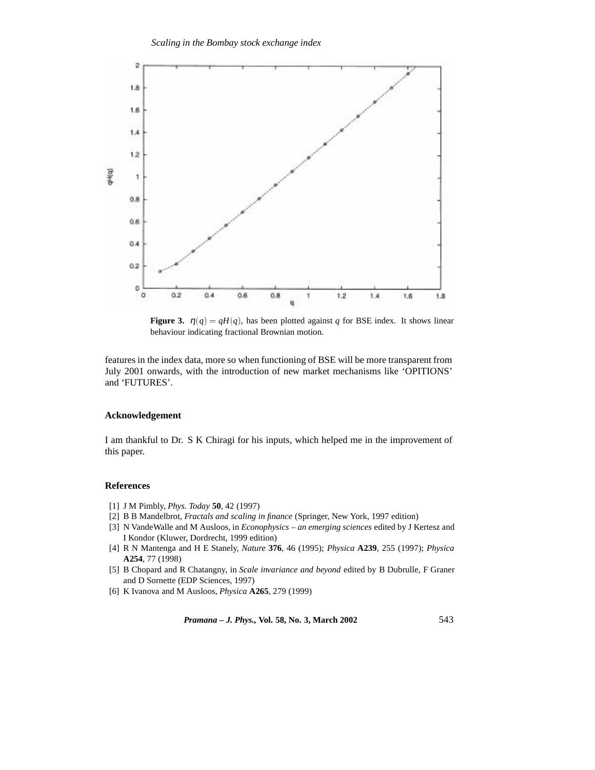**Figure 3.** $\eta(q) = qH(q)$, has been plotted against $q$ for BSE index. It shows linear behaviour indicating fractional Brownian motion.

features in the index data, more so when functioning of BSE will be more transparent from July 2001 onwards, with the introduction of new market mechanisms like 'OPITIONS' and 'FUTURES'.

## Acknowledgement

I am thankful to Dr. S K Chiragi for his inputs, which helped me in the improvement of this paper.

## References

[1] J M Pimbly, *Phys. Today* **50**, 42 (1997)

[2] B B Mandelbrot, *Fractals and scaling in finance* (Springer, New York, 1997 edition)

[3] N VandeWalle and M Ausloos, in *Econophysics – an emerging sciences* edited by J Kertesz and I Kondor (Kluwer, Dordrecht, 1999 edition)

[4] R N Mantenga and H E Stanely, *Nature* **376**, 46 (1995); *Physica* **A239**, 255 (1997); *Physica* **A254**, 77 (1998)

[5] B Chopard and R Chatangny, in *Scale invariance and beyond* edited by B Dubrulle, F Graner and D Sornette (EDP Sciences, 1997)

[6] K Ivanova and M Ausloos, *Physica* **A265**, 279 (1999)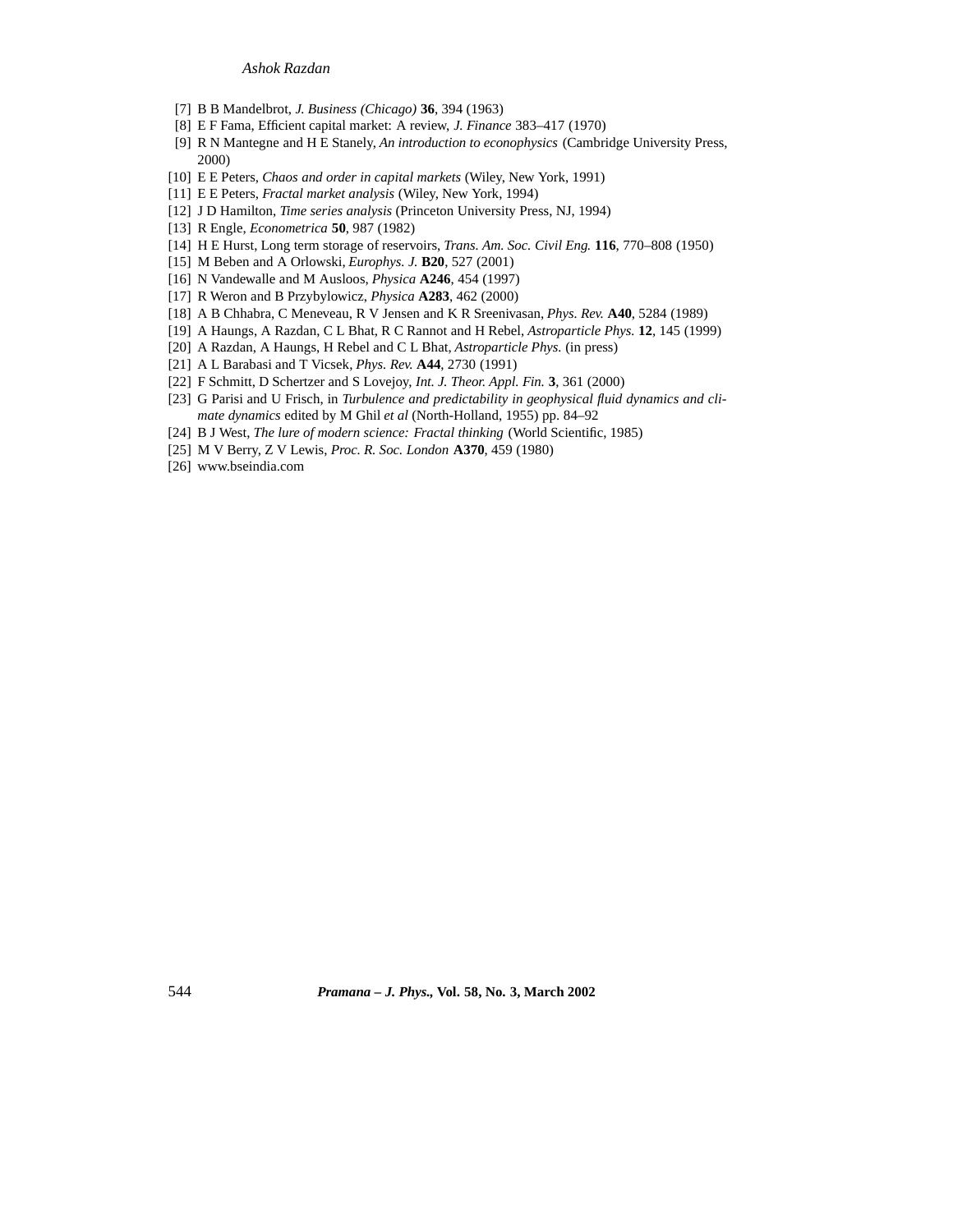[7] B B Mandelbrot, *J. Business (Chicago)* **36**, 394 (1963)

[8] E F Fama, Efficient capital market: A review, *J. Finance* 383–417 (1970)

[9] R N Mantegne and H E Stanely, *An introduction to econophysics* (Cambridge University Press, 2000)

[10] E E Peters, *Chaos and order in capital markets* (Wiley, New York, 1991)

[11] E E Peters, *Fractal market analysis* (Wiley, New York, 1994)

[12] J D Hamilton, *Time series analysis* (Princeton University Press, NJ, 1994)

[13] R Engle, *Econometrica* **50**, 987 (1982)

[14] H E Hurst, Long term storage of reservoirs, *Trans. Am. Soc. Civil Eng.* **116**, 770–808 (1950)

[15] M Beben and A Orlowski, *Europhys. J.* **B20**, 527 (2001)

[16] N Vandewalle and M Ausloos, *Physica* **A246**, 454 (1997)

[17] R Weron and B Przybylowicz, *Physica* **A283**, 462 (2000)

[18] A B Chhabra, C Meneveau, R V Jensen and K R Sreenivasan, *Phys. Rev.* **A40**, 5284 (1989)

[19] A Haungs, A Razdan, C L Bhat, R C Rannot and H Rebel, *Astroparticle Phys.* **12**, 145 (1999)

[20] A Razdan, A Haungs, H Rebel and C L Bhat, *Astroparticle Phys.* (in press)

[21] A L Barabasi and T Vicsek, *Phys. Rev.* **A44**, 2730 (1991)

[22] F Schmitt, D Schertzer and S Lovejoy, *Int. J. Theor. Appl. Fin.* **3**, 361 (2000)

[23] G Parisi and U Frisch, in *Turbulence and predictability in geophysical fluid dynamics and climate dynamics* edited by M Ghil *et al* (North-Holland, 1955) pp. 84–92

[24] B J West, *The lure of modern science: Fractal thinking* (World Scientific, 1985)

[25] M V Berry, Z V Lewis, *Proc. R. Soc. London* **A370**, 459 (1980)

[26] www.bseindia.com